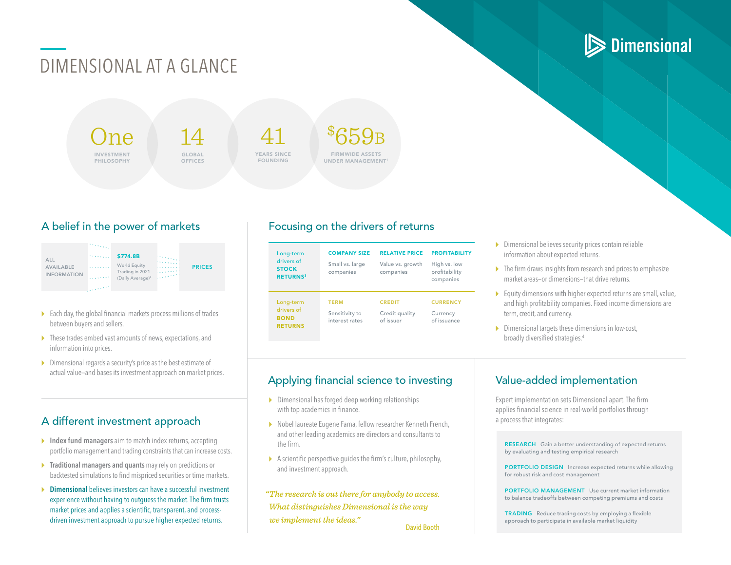# DIMENSIONAL AT A GLANCE

Dimensional

**One** — INVESTMENT PHILOSOPHY

**14** — GLOBAL OFFICES

**41** — YEARS SINCE FOUNDING

**$659B** — FIRMWIDE ASSETS UNDER MANAGEMENT[1]

## A belief in the power of markets

ALL AVAILABLE INFORMATION → **$774.8B** World Equity Trading in 2021 (Daily Average)[2] → PRICES

- Each day, the global financial markets process millions of trades between buyers and sellers.
- These trades embed vast amounts of news, expectations, and information into prices.
- Dimensional regards a security's price as the best estimate of actual value—and bases its investment approach on market prices.

## A different investment approach

- **Index fund managers** aim to match index returns, accepting portfolio management and trading constraints that can increase costs.
- **Traditional managers and quants** may rely on predictions or backtested simulations to find mispriced securities or time markets.
- **Dimensional** believes investors can have a successful investment experience without having to outguess the market. The firm trusts market prices and applies a scientific, transparent, and process-driven investment approach to pursue higher expected returns.

## Focusing on the drivers of returns

| | | | |
|---|---|---|---|
| Long-term drivers of **STOCK RETURNS**[3] | **COMPANY SIZE** Small vs. large companies | **RELATIVE PRICE** Value vs. growth companies | **PROFITABILITY** High vs. low profitability companies |
| Long-term drivers of **BOND RETURNS** | **TERM** Sensitivity to interest rates | **CREDIT** Credit quality of issuer | **CURRENCY** Currency of issuance |

- Dimensional believes security prices contain reliable information about expected returns.
- The firm draws insights from research and prices to emphasize market areas—or dimensions—that drive returns.
- Equity dimensions with higher expected returns are small, value, and high profitability companies. Fixed income dimensions are term, credit, and currency.
- Dimensional targets these dimensions in low-cost, broadly diversified strategies.[4]

## Applying financial science to investing

- Dimensional has forged deep working relationships with top academics in finance.
- Nobel laureate Eugene Fama, fellow researcher Kenneth French, and other leading academics are directors and consultants to the firm.
- A scientific perspective guides the firm's culture, philosophy, and investment approach.

*"The research is out there for anybody to access. What distinguishes Dimensional is the way we implement the ideas."*

David Booth

## Value-added implementation

Expert implementation sets Dimensional apart. The firm applies financial science in real-world portfolios through a process that integrates:

**RESEARCH** Gain a better understanding of expected returns by evaluating and testing empirical research

**PORTFOLIO DESIGN** Increase expected returns while allowing for robust risk and cost management

**PORTFOLIO MANAGEMENT** Use current market information to balance tradeoffs between competing premiums and costs

**TRADING** Reduce trading costs by employing a flexible approach to participate in available market liquidity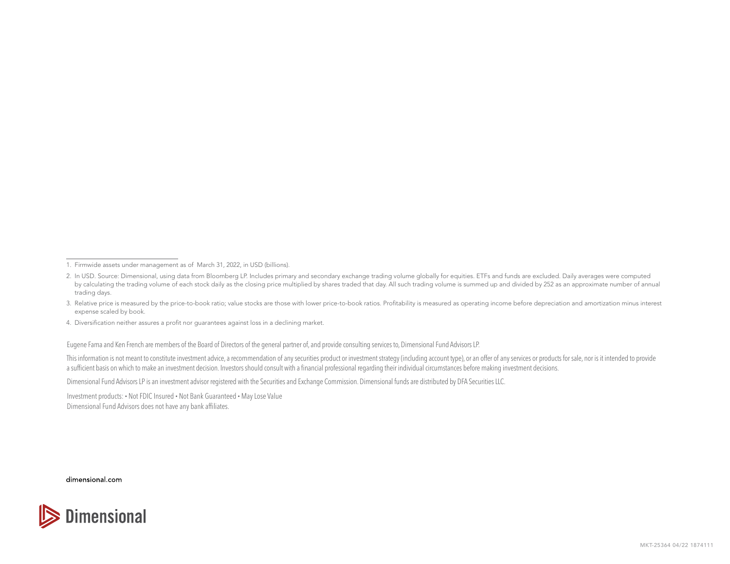1. Firmwide assets under management as of March 31, 2022, in USD (billions).

2. In USD. Source: Dimensional, using data from Bloomberg LP. Includes primary and secondary exchange trading volume globally for equities. ETFs and funds are excluded. Daily averages were computed by calculating the trading volume of each stock daily as the closing price multiplied by shares traded that day. All such trading volume is summed up and divided by 252 as an approximate number of annual trading days.

3. Relative price is measured by the price-to-book ratio; value stocks are those with lower price-to-book ratios. Profitability is measured as operating income before depreciation and amortization minus interest expense scaled by book.

4. Diversification neither assures a profit nor guarantees against loss in a declining market.

Eugene Fama and Ken French are members of the Board of Directors of the general partner of, and provide consulting services to, Dimensional Fund Advisors LP.

This information is not meant to constitute investment advice, a recommendation of any securities product or investment strategy (including account type), or an offer of any services or products for sale, nor is it intended to provide a sufficient basis on which to make an investment decision. Investors should consult with a financial professional regarding their individual circumstances before making investment decisions.

Dimensional Fund Advisors LP is an investment advisor registered with the Securities and Exchange Commission. Dimensional funds are distributed by DFA Securities LLC.

Investment products: • Not FDIC Insured • Not Bank Guaranteed • May Lose Value
Dimensional Fund Advisors does not have any bank affiliates.

dimensional.com

Dimensional

MKT-25364 04/22 1874111